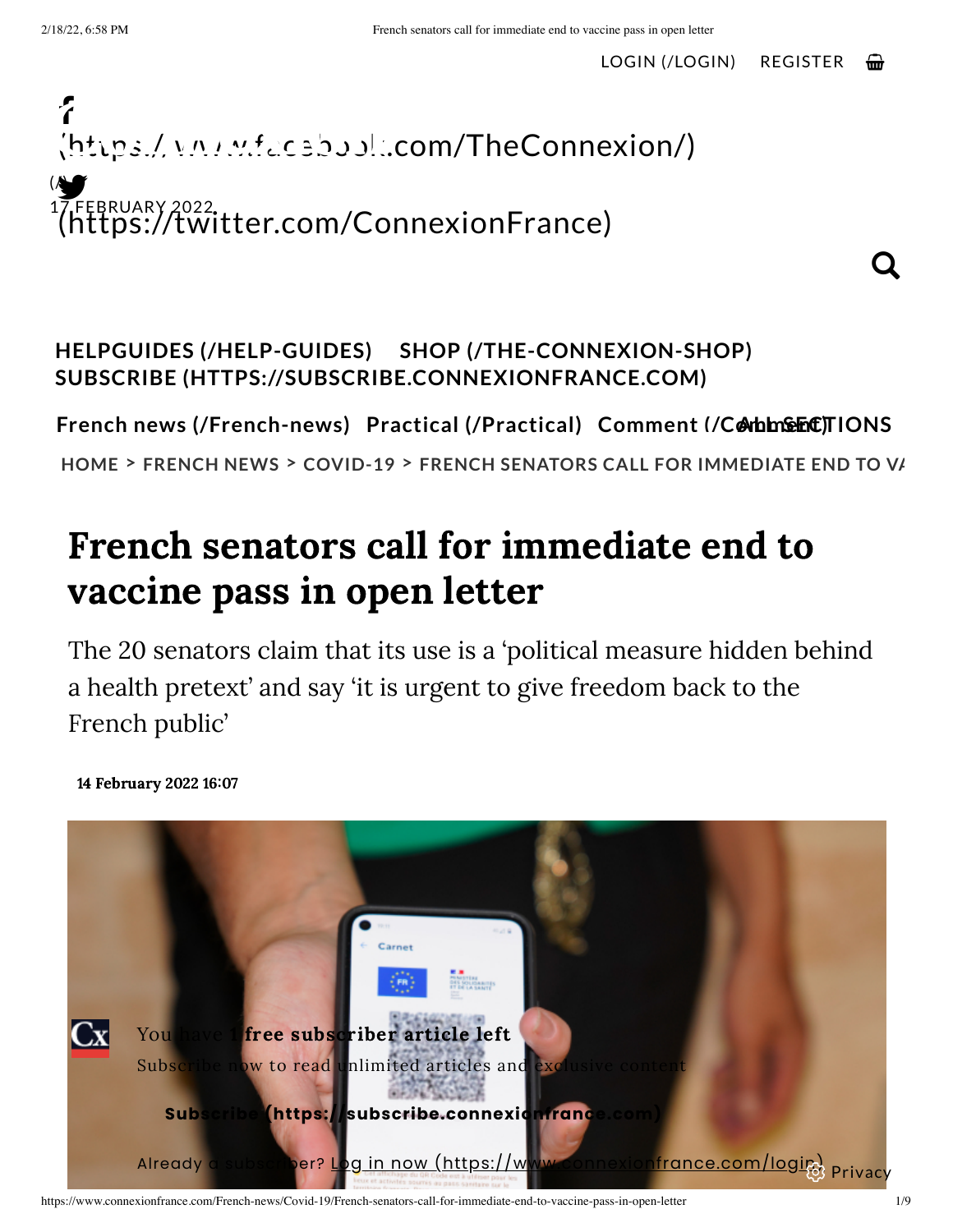LOGIN (/LOGIN) REGISTER

(https://www.facebook.com/TheConnexion/)

(https://twitter.com/ConnexionFrance)

17 FEBRUARY 2022

HELPGUIDES (/HELP-GUIDES) SHOP (/THE-CONNEXION-SHOP) SUBSCRIBE (HTTPS://SUBSCRIBE.CONNEXIONFRANCE.COM)

French news (/French-news) Practical (/Practical) Comment (/Comment) ALL SECTIONS

HOME > FRENCH NEWS > COVID-19 > FRENCH SENATORS CALL FOR IMMEDIATE END TO VA

# French senators call for immediate end to vaccine pass in open letter

The 20 senators claim that its use is a 'political measure hidden behind a health pretext' and say 'it is urgent to give freedom back to the French public'

14 February 2022 16:07

You have 1 free subscriber article left

Subscribe now to read unlimited articles and exclusive content

**Subscribe (https://subscribe.connexionfrance.com)**

Already a subscriber? Log in now (https://www.connexionfrance.com/login)

Privacy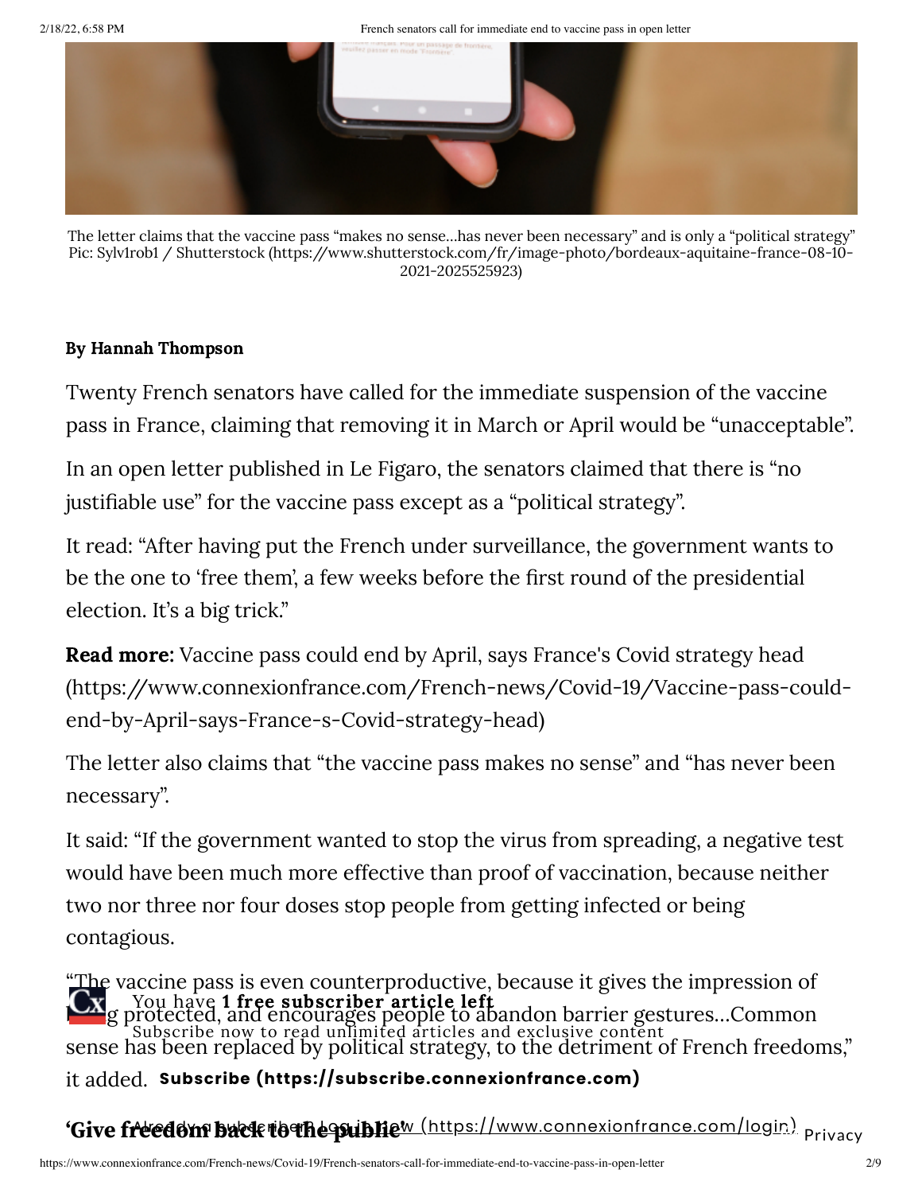The letter claims that the vaccine pass "makes no sense…has never been necessary" and is only a "political strategy" Pic: Sylv1rob1 / Shutterstock (https://www.shutterstock.com/fr/image-photo/bordeaux-aquitaine-france-08-10-2021-2025525923)

**By Hannah Thompson**

Twenty French senators have called for the immediate suspension of the vaccine pass in France, claiming that removing it in March or April would be "unacceptable".

In an open letter published in Le Figaro, the senators claimed that there is "no justifiable use" for the vaccine pass except as a "political strategy".

It read: "After having put the French under surveillance, the government wants to be the one to 'free them', a few weeks before the first round of the presidential election. It's a big trick."

**Read more:** Vaccine pass could end by April, says France's Covid strategy head (https://www.connexionfrance.com/French-news/Covid-19/Vaccine-pass-could-end-by-April-says-France-s-Covid-strategy-head)

The letter also claims that "the vaccine pass makes no sense" and "has never been necessary".

It said: "If the government wanted to stop the virus from spreading, a negative test would have been much more effective than proof of vaccination, because neither two nor three nor four doses stop people from getting infected or being contagious.

"The vaccine pass is even counterproductive, because it gives the impression of being protected, and encourages people to abandon barrier gestures…Common sense has been replaced by political strategy, to the detriment of French freedoms," it added.

**'Give freedom back to the public'**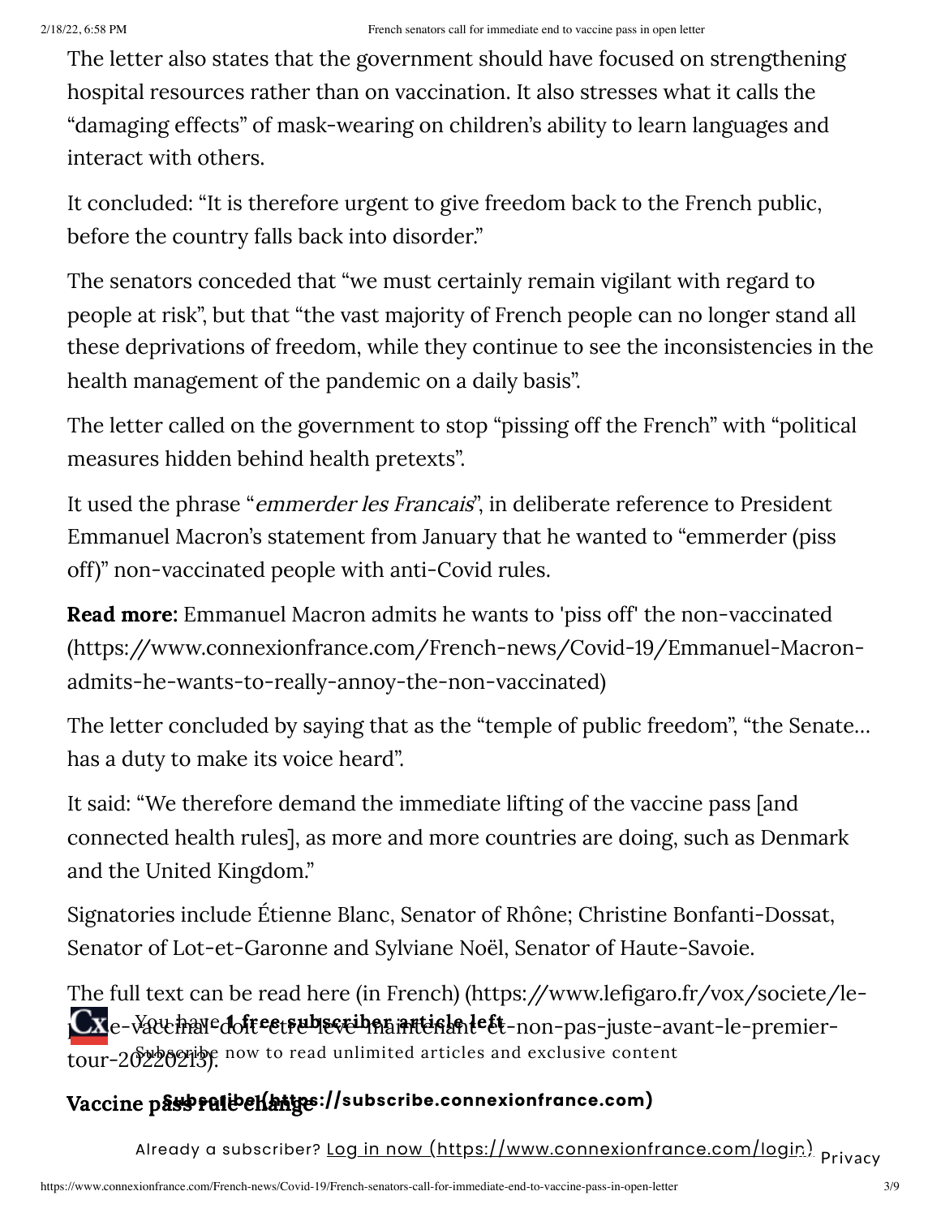The letter also states that the government should have focused on strengthening hospital resources rather than on vaccination. It also stresses what it calls the "damaging effects" of mask-wearing on children's ability to learn languages and interact with others.

It concluded: "It is therefore urgent to give freedom back to the French public, before the country falls back into disorder."

The senators conceded that "we must certainly remain vigilant with regard to people at risk", but that "the vast majority of French people can no longer stand all these deprivations of freedom, while they continue to see the inconsistencies in the health management of the pandemic on a daily basis".

The letter called on the government to stop "pissing off the French" with "political measures hidden behind health pretexts".

It used the phrase "*emmerder les Francais*", in deliberate reference to President Emmanuel Macron's statement from January that he wanted to "emmerder (piss off)" non-vaccinated people with anti-Covid rules.

**Read more:** Emmanuel Macron admits he wants to 'piss off' the non-vaccinated (https://www.connexionfrance.com/French-news/Covid-19/Emmanuel-Macron-admits-he-wants-to-really-annoy-the-non-vaccinated)

The letter concluded by saying that as the "temple of public freedom", "the Senate… has a duty to make its voice heard".

It said: "We therefore demand the immediate lifting of the vaccine pass [and connected health rules], as more and more countries are doing, such as Denmark and the United Kingdom."

Signatories include Étienne Blanc, Senator of Rhône; Christine Bonfanti-Dossat, Senator of Lot-et-Garonne and Sylviane Noël, Senator of Haute-Savoie.

The full text can be read here (in French) (https://www.lefigaro.fr/vox/societe/le-pass-vaccinal-doit-etre-leve-maintenant-et-non-pas-juste-avant-le-premier-tour-20220213).

You have **1 free subscriber article left**

Subscribe now to read unlimited articles and exclusive content

## Vaccine pass rule change

**Subscribe (https://subscribe.connexionfrance.com)**

Already a subscriber? Log in now (https://www.connexionfrance.com/login) Privacy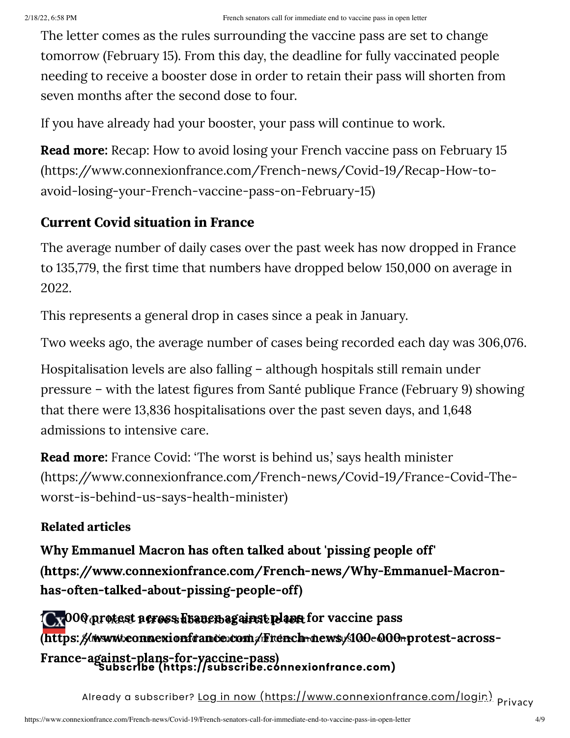The letter comes as the rules surrounding the vaccine pass are set to change tomorrow (February 15). From this day, the deadline for fully vaccinated people needing to receive a booster dose in order to retain their pass will shorten from seven months after the second dose to four.

If you have already had your booster, your pass will continue to work.

**Read more:** Recap: How to avoid losing your French vaccine pass on February 15 (https://www.connexionfrance.com/French-news/Covid-19/Recap-How-to-avoid-losing-your-French-vaccine-pass-on-February-15)

### Current Covid situation in France

The average number of daily cases over the past week has now dropped in France to 135,779, the first time that numbers have dropped below 150,000 on average in 2022.

This represents a general drop in cases since a peak in January.

Two weeks ago, the average number of cases being recorded each day was 306,076.

Hospitalisation levels are also falling – although hospitals still remain under pressure – with the latest figures from Santé publique France (February 9) showing that there were 13,836 hospitalisations over the past seven days, and 1,648 admissions to intensive care.

**Read more:** France Covid: 'The worst is behind us,' says health minister (https://www.connexionfrance.com/French-news/Covid-19/France-Covid-The-worst-is-behind-us-says-health-minister)

#### Related articles

**Why Emmanuel Macron has often talked about 'pissing people off' (https://www.connexionfrance.com/French-news/Why-Emmanuel-Macron-has-often-talked-about-pissing-people-off)**

**100,000 protest across France against plans for vaccine pass (https://www.connexionfrance.com/French-news/100-000-protest-across-France-against-plans-for-vaccine-pass)**

**Subscribe (https://subscribe.connexionfrance.com)**

Already a subscriber? Log in now (https://www.connexionfrance.com/login)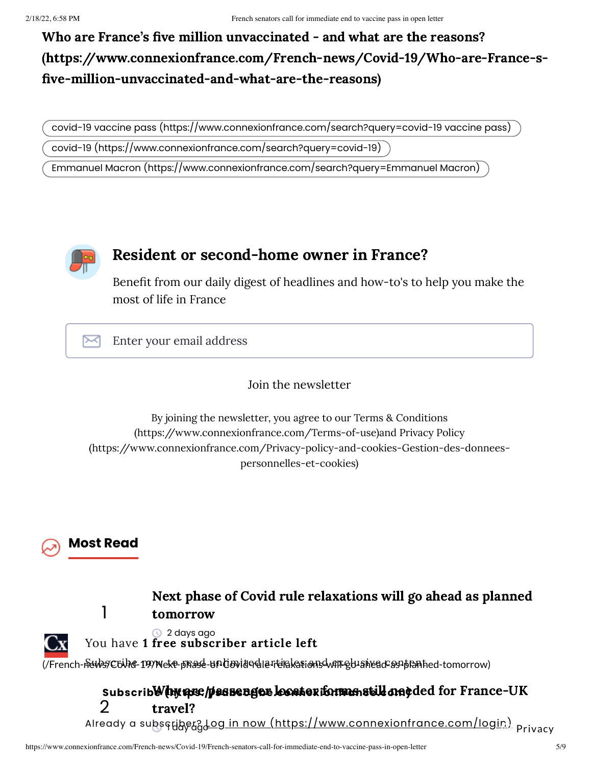**Who are France's five million unvaccinated - and what are the reasons? (https://www.connexionfrance.com/French-news/Covid-19/Who-are-France-s-five-million-unvaccinated-and-what-are-the-reasons)**

covid-19 vaccine pass (https://www.connexionfrance.com/search?query=covid-19 vaccine pass)

covid-19 (https://www.connexionfrance.com/search?query=covid-19)

Emmanuel Macron (https://www.connexionfrance.com/search?query=Emmanuel Macron)

## Resident or second-home owner in France?

Benefit from our daily digest of headlines and how-to's to help you make the most of life in France

Enter your email address

Join the newsletter

By joining the newsletter, you agree to our Terms & Conditions (https://www.connexionfrance.com/Terms-of-use)and Privacy Policy (https://www.connexionfrance.com/Privacy-policy-and-cookies-Gestion-des-donnees-personnelles-et-cookies)

## Most Read

1. **Next phase of Covid rule relaxations will go ahead as planned tomorrow**
   2 days ago
   (/French-news/Covid-19/Next-phase-of-Covid-rule-relaxations-will-go-ahead-as-planned-tomorrow)

2. **Why are passenger locator forms still needed for France-UK travel?**
   1 day ago

You have **1 free subscriber article left**

Subscribe now to read unlimited articles and exclusive content

Subscribe (https://subscribe.connexionfrance.com)

Already a subscriber? Log in now (https://www.connexionfrance.com/login)

Privacy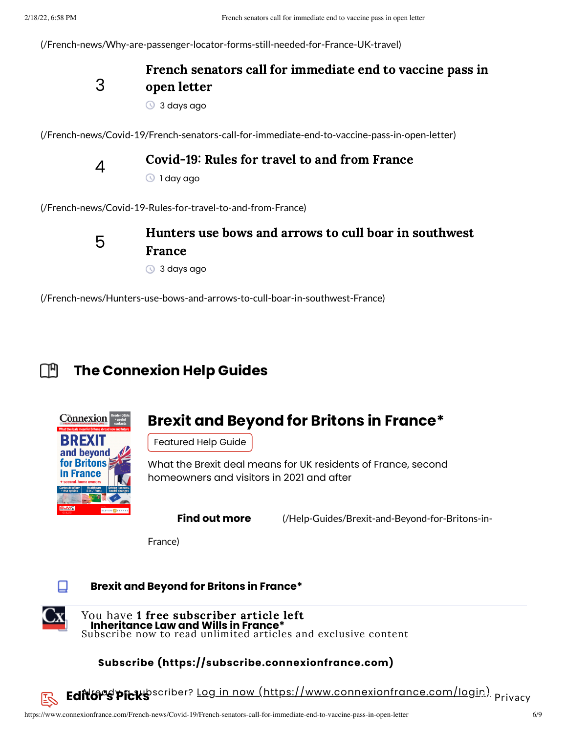(/French-news/Why-are-passenger-locator-forms-still-needed-for-France-UK-travel)

3 **French senators call for immediate end to vaccine pass in open letter**

3 days ago

(/French-news/Covid-19/French-senators-call-for-immediate-end-to-vaccine-pass-in-open-letter)

4 **Covid-19: Rules for travel to and from France**

1 day ago

(/French-news/Covid-19-Rules-for-travel-to-and-from-France)

5 **Hunters use bows and arrows to cull boar in southwest France**

3 days ago

(/French-news/Hunters-use-bows-and-arrows-to-cull-boar-in-southwest-France)

## The Connexion Help Guides

### Brexit and Beyond for Britons in France*

Featured Help Guide

What the Brexit deal means for UK residents of France, second homeowners and visitors in 2021 and after

**Find out more** (/Help-Guides/Brexit-and-Beyond-for-Britons-in-France)

**Brexit and Beyond for Britons in France***

**Inheritance Law and Wills in France***

You have **1 free subscriber article left**

Subscribe now to read unlimited articles and exclusive content

**Subscribe (https://subscribe.connexionfrance.com)**

Already a subscriber? Log in now (https://www.connexionfrance.com/login)

**Editor's Picks**

Privacy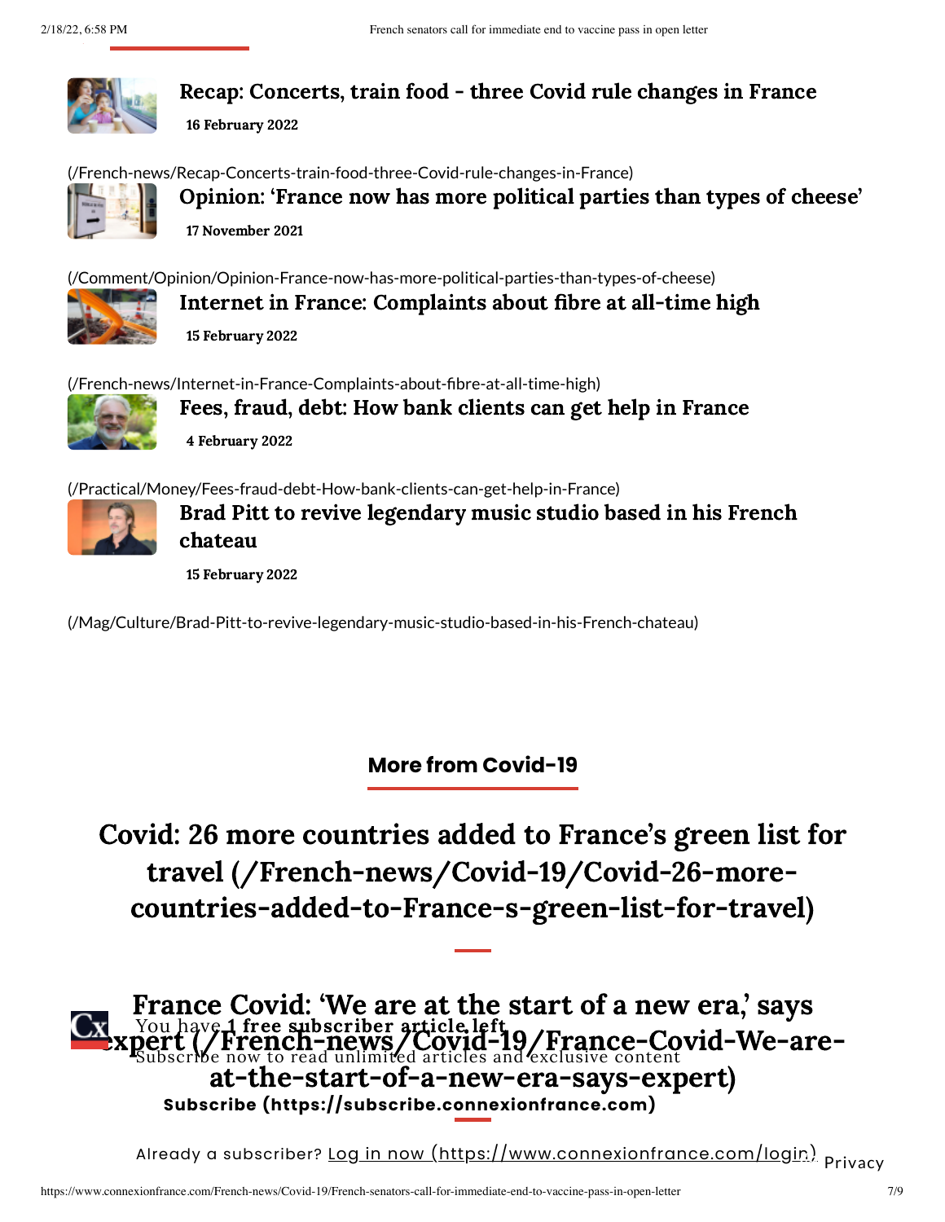Recap: Concerts, train food - three Covid rule changes in France

16 February 2022

(/French-news/Recap-Concerts-train-food-three-Covid-rule-changes-in-France)

Opinion: 'France now has more political parties than types of cheese'

17 November 2021

(/Comment/Opinion/Opinion-France-now-has-more-political-parties-than-types-of-cheese)

Internet in France: Complaints about fibre at all-time high

15 February 2022

(/French-news/Internet-in-France-Complaints-about-fibre-at-all-time-high)

Fees, fraud, debt: How bank clients can get help in France

4 February 2022

(/Practical/Money/Fees-fraud-debt-How-bank-clients-can-get-help-in-France)

Brad Pitt to revive legendary music studio based in his French chateau

15 February 2022

(/Mag/Culture/Brad-Pitt-to-revive-legendary-music-studio-based-in-his-French-chateau)

## More from Covid-19

## Covid: 26 more countries added to France's green list for travel (/French-news/Covid-19/Covid-26-more-countries-added-to-France-s-green-list-for-travel)

## France Covid: 'We are at the start of a new era,' says expert (/French-news/Covid-19/France-Covid-We-are-at-the-start-of-a-new-era-says-expert)

You have 1 free subscriber article left

Subscribe now to read unlimited articles and exclusive content

**Subscribe (https://subscribe.connexionfrance.com)**

Already a subscriber? Log in now (https://www.connexionfrance.com/login)

Privacy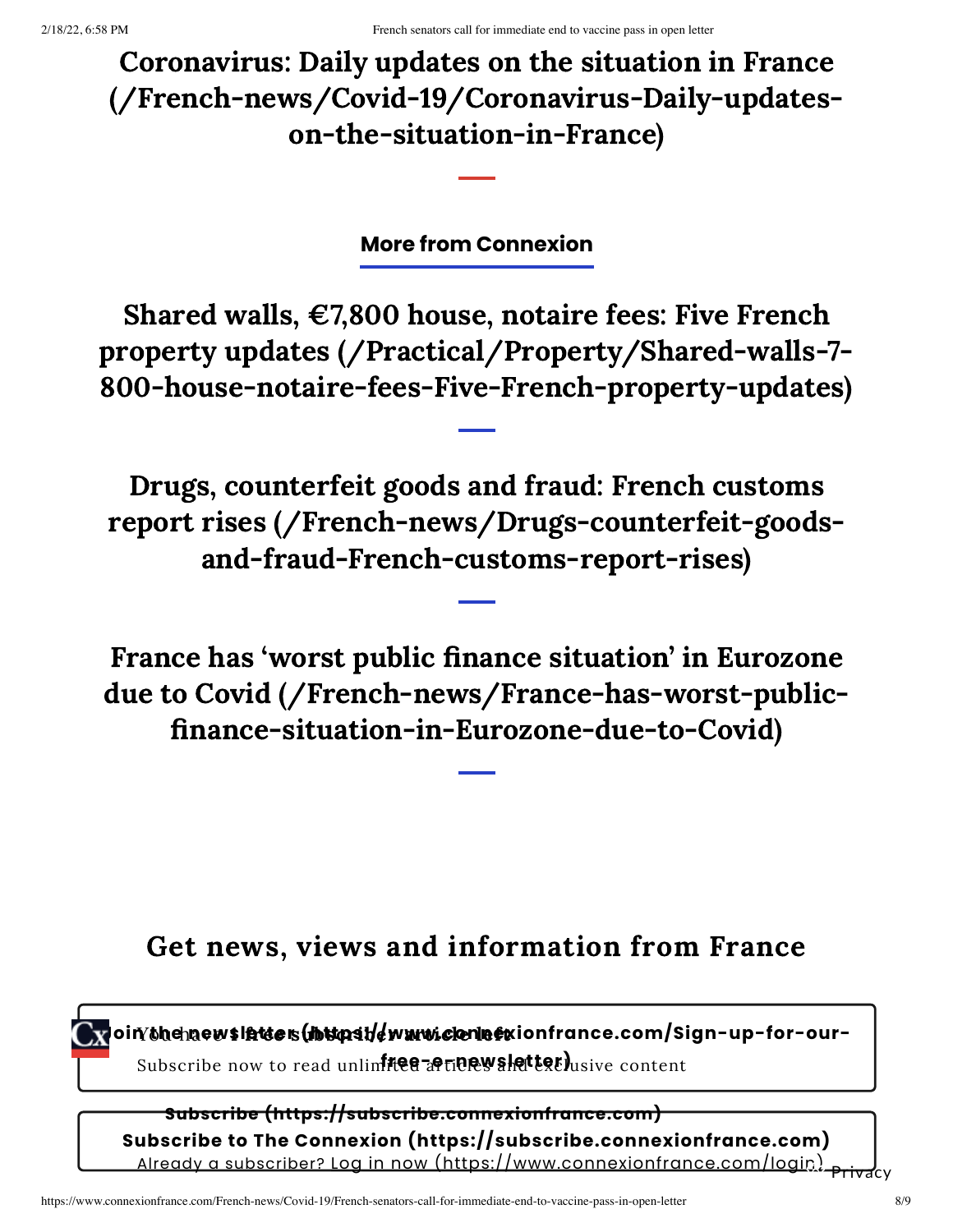# Coronavirus: Daily updates on the situation in France (/French-news/Covid-19/Coronavirus-Daily-updates-on-the-situation-in-France)

## More from Connexion

# Shared walls, €7,800 house, notaire fees: Five French property updates (/Practical/Property/Shared-walls-7-800-house-notaire-fees-Five-French-property-updates)

# Drugs, counterfeit goods and fraud: French customs report rises (/French-news/Drugs-counterfeit-goods-and-fraud-French-customs-report-rises)

# France has 'worst public finance situation' in Eurozone due to Covid (/French-news/France-has-worst-public-finance-situation-in-Eurozone-due-to-Covid)

## Get news, views and information from France

**Join the newsletter (https://www.connexionfrance.com/Sign-up-for-our-free-e-newsletter)**

You have 1 free subscriber article left

Subscribe now to read unlimited articles and exclusive content

**Subscribe (https://subscribe.connexionfrance.com)**

**Subscribe to The Connexion (https://subscribe.connexionfrance.com)**

Already a subscriber? Log in now (https://www.connexionfrance.com/login)

Privacy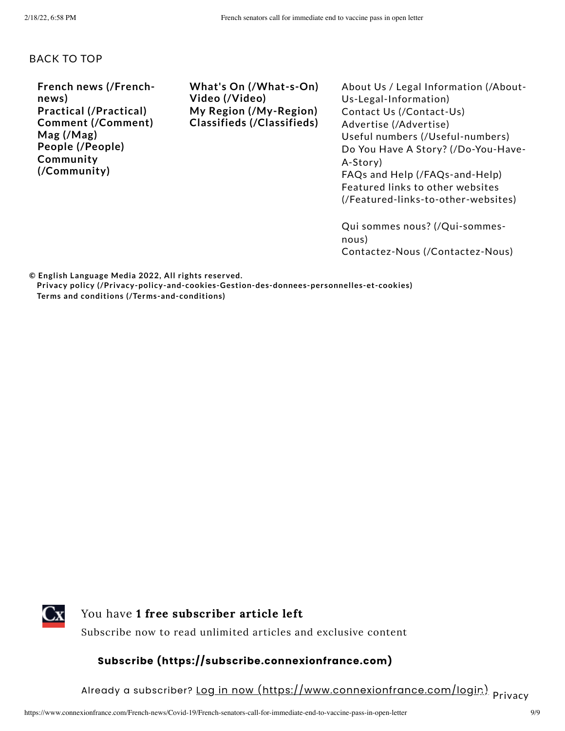BACK TO TOP

**French news (/French-news)**
**Practical (/Practical)**
**Comment (/Comment)**
**Mag (/Mag)**
**People (/People)**
**Community (/Community)**

**What's On (/What-s-On)**
**Video (/Video)**
**My Region (/My-Region)**
**Classifieds (/Classifieds)**

About Us / Legal Information (/About-Us-Legal-Information)
Contact Us (/Contact-Us)
Advertise (/Advertise)
Useful numbers (/Useful-numbers)
Do You Have A Story? (/Do-You-Have-A-Story)
FAQs and Help (/FAQs-and-Help)
Featured links to other websites (/Featured-links-to-other-websites)

Qui sommes nous? (/Qui-sommes-nous)
Contactez-Nous (/Contactez-Nous)

**© English Language Media 2022, All rights reserved.**
**Privacy policy (/Privacy-policy-and-cookies-Gestion-des-donnees-personnelles-et-cookies)**
**Terms and conditions (/Terms-and-conditions)**

You have **1 free subscriber article left**

Subscribe now to read unlimited articles and exclusive content

**Subscribe (https://subscribe.connexionfrance.com)**

Already a subscriber? Log in now (https://www.connexionfrance.com/login) Privacy